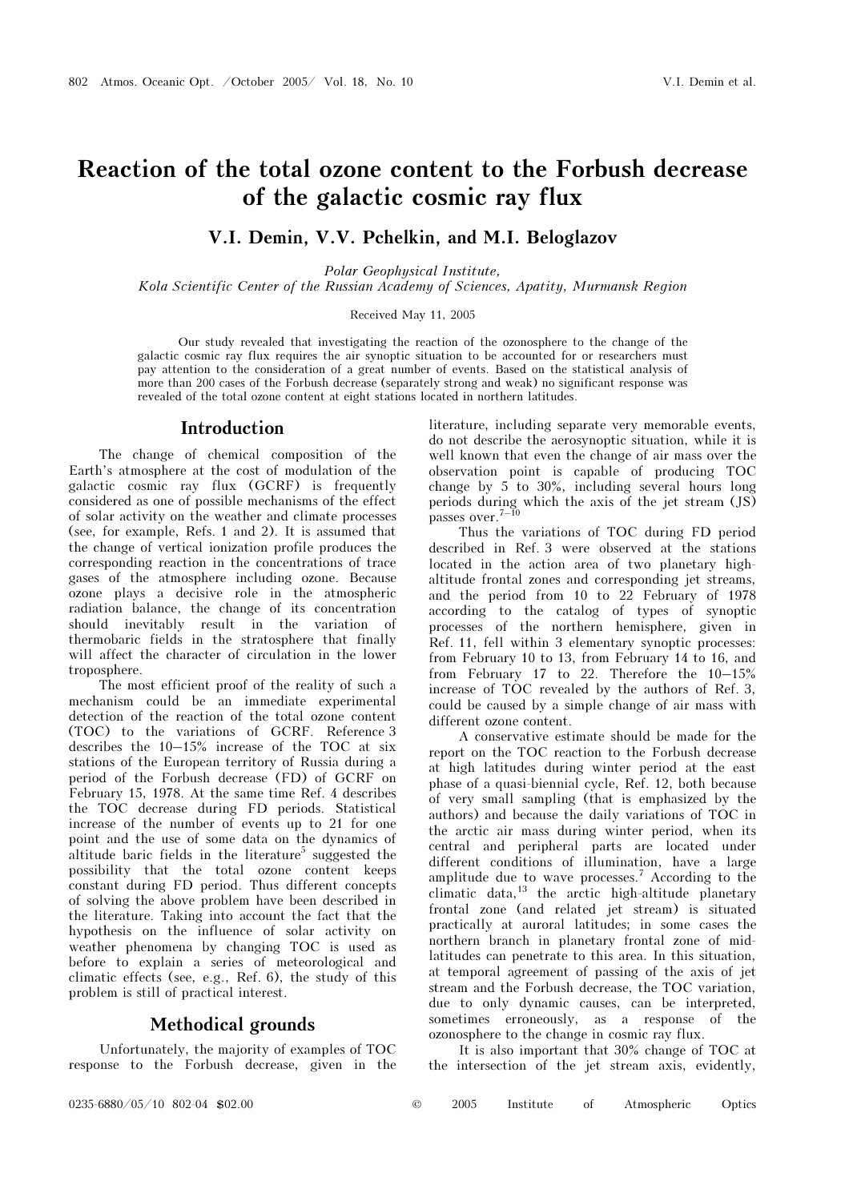# Reaction of the total ozone content to the Forbush decrease of the galactic cosmic ray flux

**V.I. Demin, V.V. Pchelkin, and M.I. Beloglazov**

*Polar Geophysical Institute,*
*Kola Scientific Center of the Russian Academy of Sciences, Apatity, Murmansk Region*

Received May 11, 2005

Our study revealed that investigating the reaction of the ozonosphere to the change of the galactic cosmic ray flux requires the air synoptic situation to be accounted for or researchers must pay attention to the consideration of a great number of events. Based on the statistical analysis of more than 200 cases of the Forbush decrease (separately strong and weak) no significant response was revealed of the total ozone content at eight stations located in northern latitudes.

## Introduction

The change of chemical composition of the Earth's atmosphere at the cost of modulation of the galactic cosmic ray flux (GCRF) is frequently considered as one of possible mechanisms of the effect of solar activity on the weather and climate processes (see, for example, Refs. 1 and 2). It is assumed that the change of vertical ionization profile produces the corresponding reaction in the concentrations of trace gases of the atmosphere including ozone. Because ozone plays a decisive role in the atmospheric radiation balance, the change of its concentration should inevitably result in the variation of thermobaric fields in the stratosphere that finally will affect the character of circulation in the lower troposphere.

The most efficient proof of the reality of such a mechanism could be an immediate experimental detection of the reaction of the total ozone content (TOC) to the variations of GCRF. Reference 3 describes the 10–15% increase of the TOC at six stations of the European territory of Russia during a period of the Forbush decrease (FD) of GCRF on February 15, 1978. At the same time Ref. 4 describes the TOC decrease during FD periods. Statistical increase of the number of events up to 21 for one point and the use of some data on the dynamics of altitude baric fields in the literature[5] suggested the possibility that the total ozone content keeps constant during FD period. Thus different concepts of solving the above problem have been described in the literature. Taking into account the fact that the hypothesis on the influence of solar activity on weather phenomena by changing TOC is used as before to explain a series of meteorological and climatic effects (see, e.g., Ref. 6), the study of this problem is still of practical interest.

## Methodical grounds

Unfortunately, the majority of examples of TOC response to the Forbush decrease, given in the literature, including separate very memorable events, do not describe the aerosynoptic situation, while it is well known that even the change of air mass over the observation point is capable of producing TOC change by 5 to 30%, including several hours long periods during which the axis of the jet stream (JS) passes over.[7–10]

Thus the variations of TOC during FD period described in Ref. 3 were observed at the stations located in the action area of two planetary high-altitude frontal zones and corresponding jet streams, and the period from 10 to 22 February of 1978 according to the catalog of types of synoptic processes of the northern hemisphere, given in Ref. 11, fell within 3 elementary synoptic processes: from February 10 to 13, from February 14 to 16, and from February 17 to 22. Therefore the 10–15% increase of TOC revealed by the authors of Ref. 3, could be caused by a simple change of air mass with different ozone content.

A conservative estimate should be made for the report on the TOC reaction to the Forbush decrease at high latitudes during winter period at the east phase of a quasi-biennial cycle, Ref. 12, both because of very small sampling (that is emphasized by the authors) and because the daily variations of TOC in the arctic air mass during winter period, when its central and peripheral parts are located under different conditions of illumination, have a large amplitude due to wave processes.[7] According to the climatic data,[13] the arctic high-altitude planetary frontal zone (and related jet stream) is situated practically at auroral latitudes; in some cases the northern branch in planetary frontal zone of mid-latitudes can penetrate to this area. In this situation, at temporal agreement of passing of the axis of jet stream and the Forbush decrease, the TOC variation, due to only dynamic causes, can be interpreted, sometimes erroneously, as a response of the ozonosphere to the change in cosmic ray flux.

It is also important that 30% change of TOC at the intersection of the jet stream axis, evidently,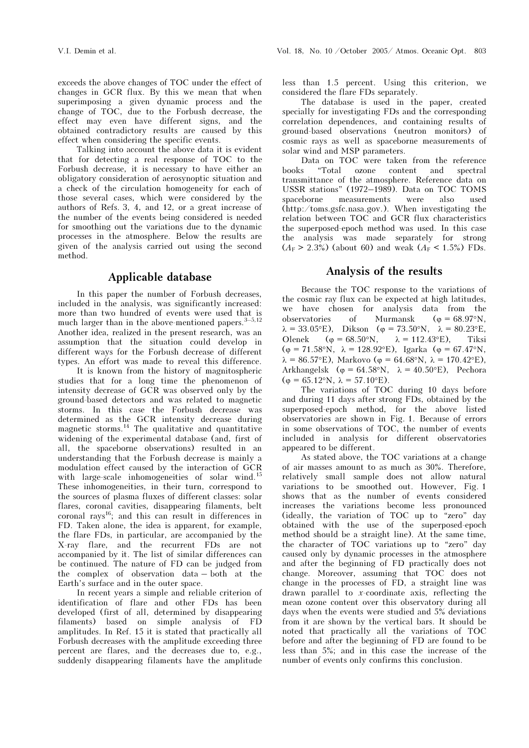exceeds the above changes of TOC under the effect of changes in GCR flux. By this we mean that when superimposing a given dynamic process and the change of TOC, due to the Forbush decrease, the effect may even have different signs, and the obtained contradictory results are caused by this effect when considering the specific events.

Talking into account the above data it is evident that for detecting a real response of TOC to the Forbush decrease, it is necessary to have either an obligatory consideration of aerosynoptic situation and a check of the circulation homogeneity for each of those several cases, which were considered by the authors of Refs. 3, 4, and 12, or a great increase of the number of the events being considered is needed for smoothing out the variations due to the dynamic processes in the atmosphere. Below the results are given of the analysis carried out using the second method.

## Applicable database

In this paper the number of Forbush decreases, included in the analysis, was significantly increased: more than two hundred of events were used that is much larger than in the above-mentioned papers.[3–5,12] Another idea, realized in the present research, was an assumption that the situation could develop in different ways for the Forbush decrease of different types. An effort was made to reveal this difference.

It is known from the history of magnitospheric studies that for a long time the phenomenon of intensity decrease of GCR was observed only by the ground-based detectors and was related to magnetic storms. In this case the Forbush decrease was determined as the GCR intensity decrease during magnetic storms.[14] The qualitative and quantitative widening of the experimental database (and, first of all, the spaceborne observations) resulted in an understanding that the Forbush decrease is mainly a modulation effect caused by the interaction of GCR with large-scale inhomogeneities of solar wind.[15] These inhomogeneities, in their turn, correspond to the sources of plasma fluxes of different classes: solar flares, coronal cavities, disappearing filaments, belt coronal rays[16]; and this can result in differences in FD. Taken alone, the idea is apparent, for example, the flare FDs, in particular, are accompanied by the X-ray flare, and the recurrent FDs are not accompanied by it. The list of similar differences can be continued. The nature of FD can be judged from the complex of observation data – both at the Earth's surface and in the outer space.

In recent years a simple and reliable criterion of identification of flare and other FDs has been developed (first of all, determined by disappearing filaments) based on simple analysis of FD amplitudes. In Ref. 15 it is stated that practically all Forbush decreases with the amplitude exceeding three percent are flares, and the decreases due to, e.g., suddenly disappearing filaments have the amplitude less than 1.5 percent. Using this criterion, we considered the flare FDs separately.

The database is used in the paper, created specially for investigating FDs and the corresponding correlation dependences, and containing results of ground-based observations (neutron monitors) of cosmic rays as well as spaceborne measurements of solar wind and MSP parameters.

Data on TOC were taken from the reference books "Total ozone content and spectral transmittance of the atmosphere. Reference data on USSR stations" (1972–1989). Data on TOC TOMS spaceborne measurements were also used (http:/toms.gsfc.nasa.gov.). When investigating the relation between TOC and GCR flux characteristics the superposed-epoch method was used. In this case the analysis was made separately for strong ($A_F > 2.3\%$) (about 60) and weak ($A_F < 1.5\%$) FDs.

## Analysis of the results

Because the TOC response to the variations of the cosmic ray flux can be expected at high latitudes, we have chosen for analysis data from the observatories of Murmansk ($\varphi = 68.97°$N, $\lambda = 33.05°$E), Dikson ($\varphi = 73.50°$N, $\lambda = 80.23°$E, Olenek ($\varphi = 68.50°$N, $\lambda = 112.43°$E), Tiksi ($\varphi = 71.58°$N, $\lambda = 128.92°$E), Igarka ($\varphi = 67.47°$N, $\lambda = 86.57°$E), Markovo ($\varphi = 64.68°$N, $\lambda = 170.42°$E), Arkhangelsk ($\varphi = 64.58°$N, $\lambda = 40.50°$E), Pechora ($\varphi = 65.12°$N, $\lambda = 57.10°$E).

The variations of TOC during 10 days before and during 11 days after strong FDs, obtained by the superposed-epoch method, for the above listed observatories are shown in Fig. 1. Because of errors in some observations of TOC, the number of events included in analysis for different observatories appeared to be different.

As stated above, the TOC variations at a change of air masses amount to as much as 30%. Therefore, relatively small sample does not allow natural variations to be smoothed out. However, Fig. 1 shows that as the number of events considered increases the variations become less pronounced (ideally, the variation of TOC up to "zero" day obtained with the use of the superposed-epoch method should be a straight line). At the same time, the character of TOC variations up to "zero" day caused only by dynamic processes in the atmosphere and after the beginning of FD practically does not change. Moreover, assuming that TOC does not change in the processes of FD, a straight line was drawn parallel to $x$-coordinate axis, reflecting the mean ozone content over this observatory during all days when the events were studied and 5% deviations from it are shown by the vertical bars. It should be noted that practically all the variations of TOC before and after the beginning of FD are found to be less than 5%; and in this case the increase of the number of events only confirms this conclusion.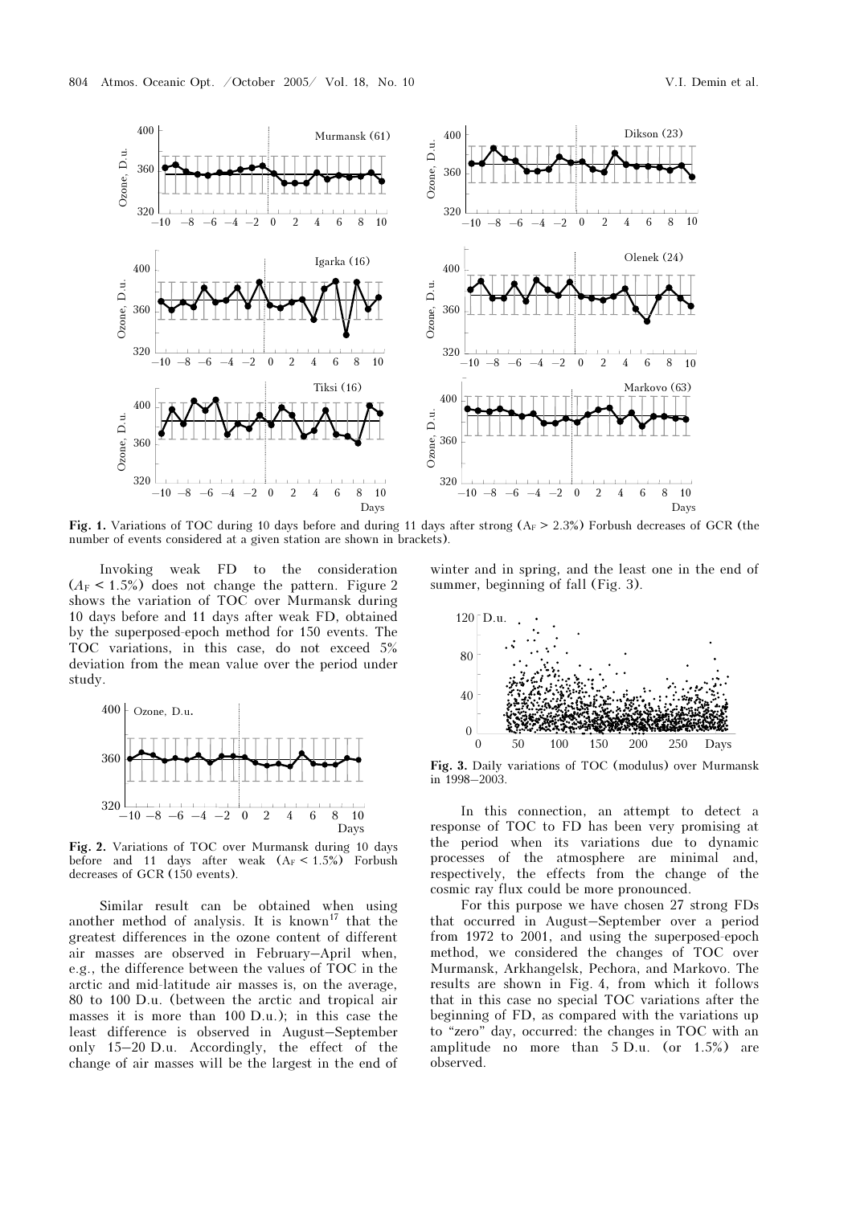Fig. 1. Variations of TOC during 10 days before and during 11 days after strong ($A_F > 2.3\%$) Forbush decreases of GCR (the number of events considered at a given station are shown in brackets).

Invoking weak FD to the consideration ($A_F < 1.5\%$) does not change the pattern. Figure 2 shows the variation of TOC over Murmansk during 10 days before and 11 days after weak FD, obtained by the superposed-epoch method for 150 events. The TOC variations, in this case, do not exceed 5% deviation from the mean value over the period under study.

Fig. 2. Variations of TOC over Murmansk during 10 days before and 11 days after weak ($A_F < 1.5\%$) Forbush decreases of GCR (150 events).

Similar result can be obtained when using another method of analysis. It is known[17] that the greatest differences in the ozone content of different air masses are observed in February–April when, e.g., the difference between the values of TOC in the arctic and mid-latitude air masses is, on the average, 80 to 100 D.u. (between the arctic and tropical air masses it is more than 100 D.u.); in this case the least difference is observed in August–September only 15–20 D.u. Accordingly, the effect of the change of air masses will be the largest in the end of winter and in spring, and the least one in the end of summer, beginning of fall (Fig. 3).

Fig. 3. Daily variations of TOC (modulus) over Murmansk in 1998–2003.

In this connection, an attempt to detect a response of TOC to FD has been very promising at the period when its variations due to dynamic processes of the atmosphere are minimal and, respectively, the effects from the change of the cosmic ray flux could be more pronounced.

For this purpose we have chosen 27 strong FDs that occurred in August–September over a period from 1972 to 2001, and using the superposed-epoch method, we considered the changes of TOC over Murmansk, Arkhangelsk, Pechora, and Markovo. The results are shown in Fig. 4, from which it follows that in this case no special TOC variations after the beginning of FD, as compared with the variations up to "zero" day, occurred: the changes in TOC with an amplitude no more than 5 D.u. (or 1.5%) are observed.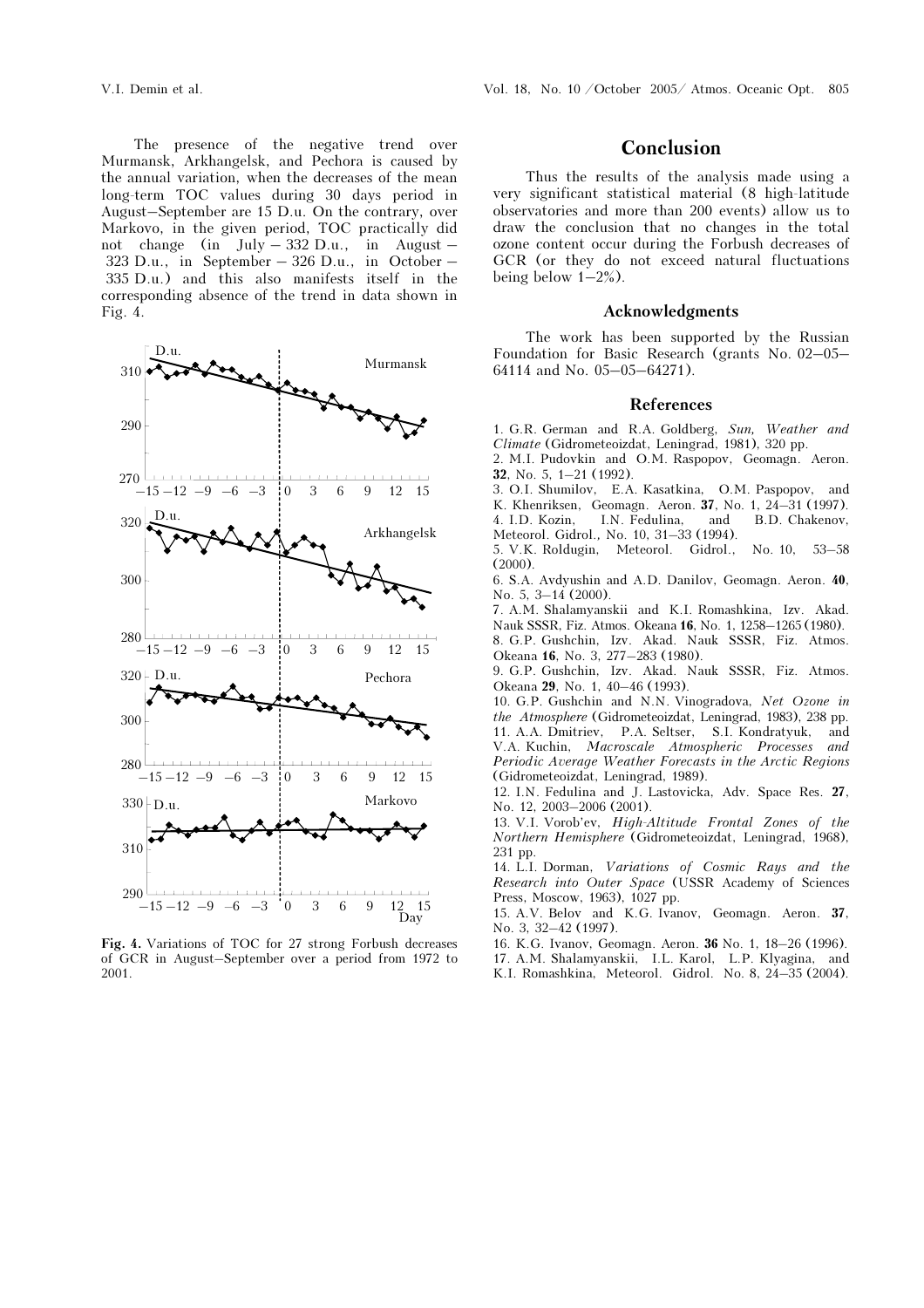The presence of the negative trend over Murmansk, Arkhangelsk, and Pechora is caused by the annual variation, when the decreases of the mean long-term TOC values during 30 days period in August–September are 15 D.u. On the contrary, over Markovo, in the given period, TOC practically did not change (in July – 332 D.u., in August – 323 D.u., in September – 326 D.u., in October – 335 D.u.) and this also manifests itself in the corresponding absence of the trend in data shown in Fig. 4.

D.u.
Murmansk
310
290
270
–15 –12 –9 –6 –3 0 3 6 9 12 15

D.u.
Arkhangelsk
320
300
280
–15 –12 –9 –6 –3 0 3 6 9 12 15

D.u.
Pechora
320
300
280
–15 –12 –9 –6 –3 0 3 6 9 12 15

D.u.
Markovo
330
310
290
–15 –12 –9 –6 –3 0 3 6 9 12 15
Day

**Fig. 4.** Variations of TOC for 27 strong Forbush decreases of GCR in August–September over a period from 1972 to 2001.

## Conclusion

Thus the results of the analysis made using a very significant statistical material (8 high-latitude observatories and more than 200 events) allow us to draw the conclusion that no changes in the total ozone content occur during the Forbush decreases of GCR (or they do not exceed natural fluctuations being below 1–2%).

### Acknowledgments

The work has been supported by the Russian Foundation for Basic Research (grants No. 02–05–64114 and No. 05–05–64271).

### References

1. G.R. German and R.A. Goldberg, *Sun, Weather and Climate* (Gidrometeoizdat, Leningrad, 1981), 320 pp.
2. M.I. Pudovkin and O.M. Raspopov, Geomagn. Aeron. **32**, No. 5, 1–21 (1992).
3. O.I. Shumilov, E.A. Kasatkina, O.M. Paspopov, and K. Khenriksen, Geomagn. Aeron. **37**, No. 1, 24–31 (1997).
4. I.D. Kozin, I.N. Fedulina, and B.D. Chakenov, Meteorol. Gidrol., No. 10, 31–33 (1994).
5. V.K. Roldugin, Meteorol. Gidrol., No. 10, 53–58 (2000).
6. S.A. Avdyushin and A.D. Danilov, Geomagn. Aeron. **40**, No. 5, 3–14 (2000).
7. A.M. Shalamyanskii and K.I. Romashkina, Izv. Akad. Nauk SSSR, Fiz. Atmos. Okeana **16**, No. 1, 1258–1265 (1980).
8. G.P. Gushchin, Izv. Akad. Nauk SSSR, Fiz. Atmos. Okeana **16**, No. 3, 277–283 (1980).
9. G.P. Gushchin, Izv. Akad. Nauk SSSR, Fiz. Atmos. Okeana **29**, No. 1, 40–46 (1993).
10. G.P. Gushchin and N.N. Vinogradova, *Net Ozone in the Atmosphere* (Gidrometeoizdat, Leningrad, 1983), 238 pp.
11. A.A. Dmitriev, P.A. Seltser, S.I. Kondratyuk, and V.A. Kuchin, *Macroscale Atmospheric Processes and Periodic Average Weather Forecasts in the Arctic Regions* (Gidrometeoizdat, Leningrad, 1989).
12. I.N. Fedulina and J. Lastovicka, Adv. Space Res. **27**, No. 12, 2003–2006 (2001).
13. V.I. Vorob'ev, *High-Altitude Frontal Zones of the Northern Hemisphere* (Gidrometeoizdat, Leningrad, 1968), 231 pp.
14. L.I. Dorman, *Variations of Cosmic Rays and the Research into Outer Space* (USSR Academy of Sciences Press, Moscow, 1963), 1027 pp.
15. A.V. Belov and K.G. Ivanov, Geomagn. Aeron. **37**, No. 3, 32–42 (1997).
16. K.G. Ivanov, Geomagn. Aeron. **36** No. 1, 18–26 (1996).
17. A.M. Shalamyanskii, I.L. Karol, L.P. Klyagina, and K.I. Romashkina, Meteorol. Gidrol. No. 8, 24–35 (2004).